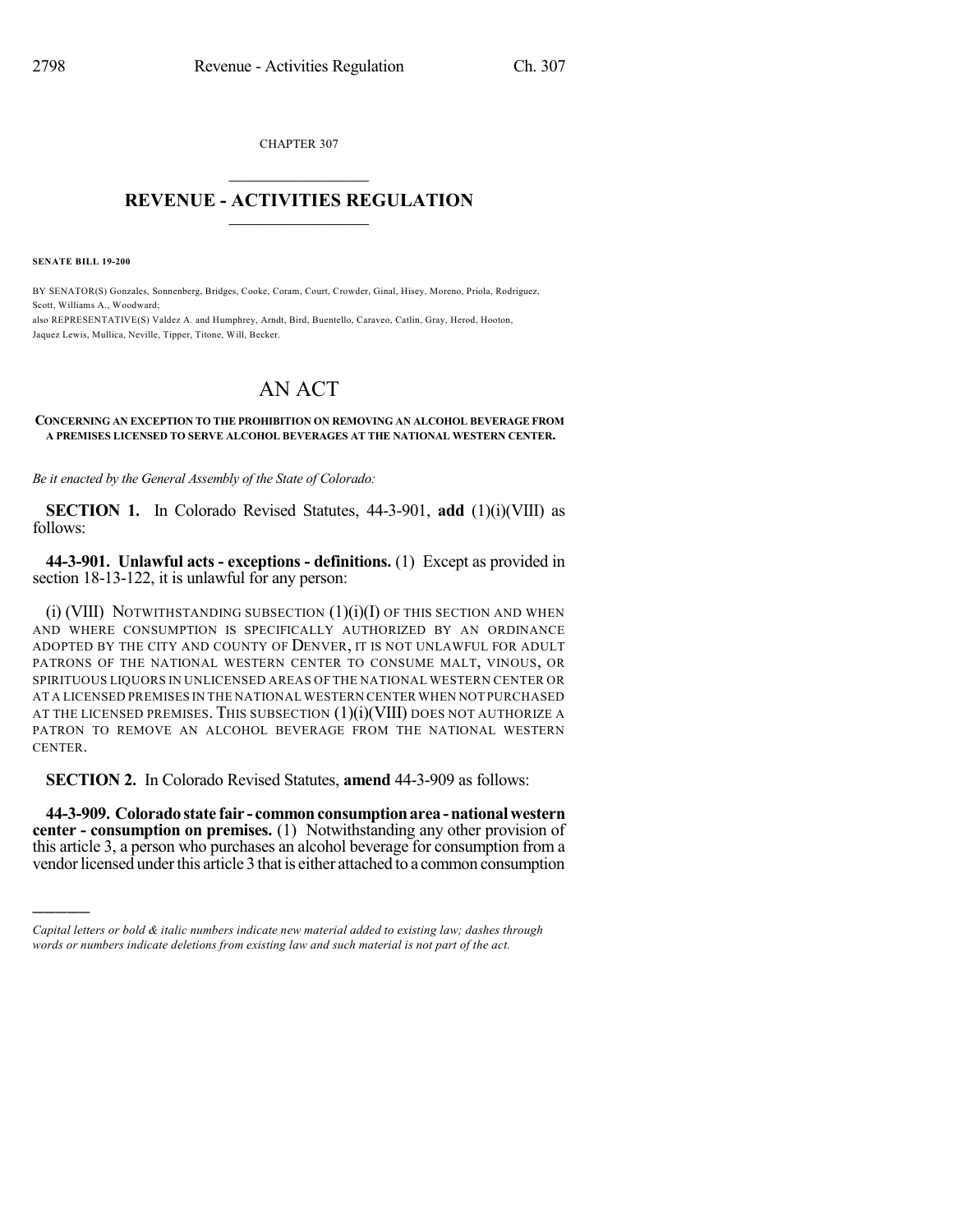CHAPTER 307

# REVENUE - ACTIVITIES REGULATION

**SENATE BILL 19-200**

BY SENATOR(S) Gonzales, Sonnenberg, Bridges, Cooke, Coram, Court, Crowder, Ginal, Hisey, Moreno, Priola, Rodriguez, Scott, Williams A., Woodward;
also REPRESENTATIVE(S) Valdez A. and Humphrey, Arndt, Bird, Buentello, Caraveo, Catlin, Gray, Herod, Hooton, Jaquez Lewis, Mullica, Neville, Tipper, Titone, Will, Becker.

# AN ACT

**CONCERNING AN EXCEPTION TO THE PROHIBITION ON REMOVING AN ALCOHOL BEVERAGE FROM A PREMISES LICENSED TO SERVE ALCOHOL BEVERAGES AT THE NATIONAL WESTERN CENTER.**

*Be it enacted by the General Assembly of the State of Colorado:*

**SECTION 1.** In Colorado Revised Statutes, 44-3-901, **add** (1)(i)(VIII) as follows:

**44-3-901. Unlawful acts - exceptions - definitions.** (1) Except as provided in section 18-13-122, it is unlawful for any person:

(i) (VIII) NOTWITHSTANDING SUBSECTION (1)(i)(I) OF THIS SECTION AND WHEN AND WHERE CONSUMPTION IS SPECIFICALLY AUTHORIZED BY AN ORDINANCE ADOPTED BY THE CITY AND COUNTY OF DENVER, IT IS NOT UNLAWFUL FOR ADULT PATRONS OF THE NATIONAL WESTERN CENTER TO CONSUME MALT, VINOUS, OR SPIRITUOUS LIQUORS IN UNLICENSED AREAS OF THE NATIONAL WESTERN CENTER OR AT A LICENSED PREMISES IN THE NATIONAL WESTERN CENTER WHEN NOT PURCHASED AT THE LICENSED PREMISES. THIS SUBSECTION (1)(i)(VIII) DOES NOT AUTHORIZE A PATRON TO REMOVE AN ALCOHOL BEVERAGE FROM THE NATIONAL WESTERN CENTER.

**SECTION 2.** In Colorado Revised Statutes, **amend** 44-3-909 as follows:

**44-3-909. Colorado state fair - common consumption area - national western center - consumption on premises.** (1) Notwithstanding any other provision of this article 3, a person who purchases an alcohol beverage for consumption from a vendor licensed under this article 3 that is either attached to a common consumption

---

*Capital letters or bold & italic numbers indicate new material added to existing law; dashes through words or numbers indicate deletions from existing law and such material is not part of the act.*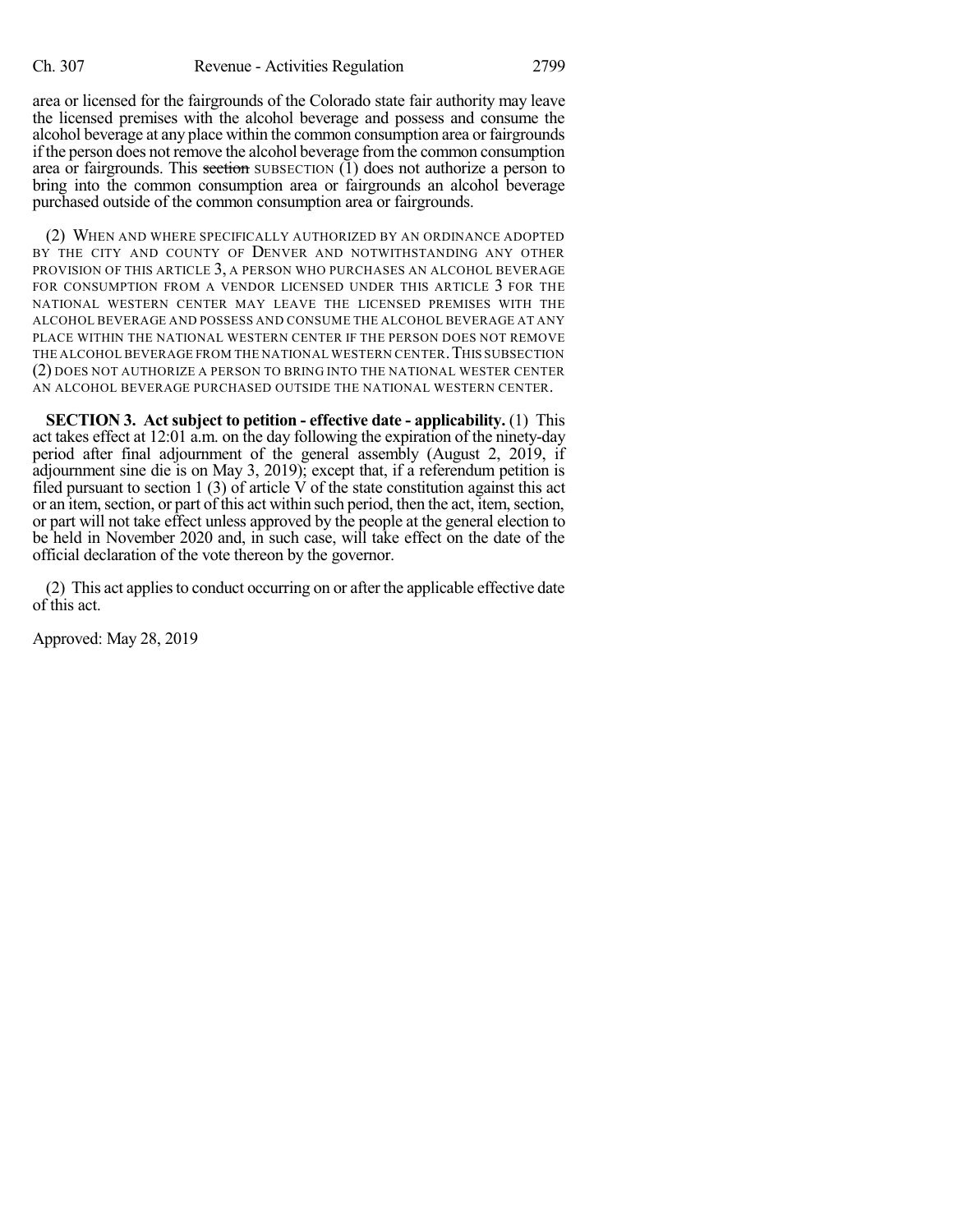area or licensed for the fairgrounds of the Colorado state fair authority may leave the licensed premises with the alcohol beverage and possess and consume the alcohol beverage at any place within the common consumption area or fairgrounds if the person does not remove the alcohol beverage from the common consumption area or fairgrounds. This ~~section~~ SUBSECTION (1) does not authorize a person to bring into the common consumption area or fairgrounds an alcohol beverage purchased outside of the common consumption area or fairgrounds.

(2) WHEN AND WHERE SPECIFICALLY AUTHORIZED BY AN ORDINANCE ADOPTED BY THE CITY AND COUNTY OF DENVER AND NOTWITHSTANDING ANY OTHER PROVISION OF THIS ARTICLE 3, A PERSON WHO PURCHASES AN ALCOHOL BEVERAGE FOR CONSUMPTION FROM A VENDOR LICENSED UNDER THIS ARTICLE 3 FOR THE NATIONAL WESTERN CENTER MAY LEAVE THE LICENSED PREMISES WITH THE ALCOHOL BEVERAGE AND POSSESS AND CONSUME THE ALCOHOL BEVERAGE AT ANY PLACE WITHIN THE NATIONAL WESTERN CENTER IF THE PERSON DOES NOT REMOVE THE ALCOHOL BEVERAGE FROM THE NATIONAL WESTERN CENTER. THIS SUBSECTION (2) DOES NOT AUTHORIZE A PERSON TO BRING INTO THE NATIONAL WESTER CENTER AN ALCOHOL BEVERAGE PURCHASED OUTSIDE THE NATIONAL WESTERN CENTER.

**SECTION 3. Act subject to petition - effective date - applicability.** (1) This act takes effect at 12:01 a.m. on the day following the expiration of the ninety-day period after final adjournment of the general assembly (August 2, 2019, if adjournment sine die is on May 3, 2019); except that, if a referendum petition is filed pursuant to section 1 (3) of article V of the state constitution against this act or an item, section, or part of this act within such period, then the act, item, section, or part will not take effect unless approved by the people at the general election to be held in November 2020 and, in such case, will take effect on the date of the official declaration of the vote thereon by the governor.

(2) This act applies to conduct occurring on or after the applicable effective date of this act.

Approved: May 28, 2019